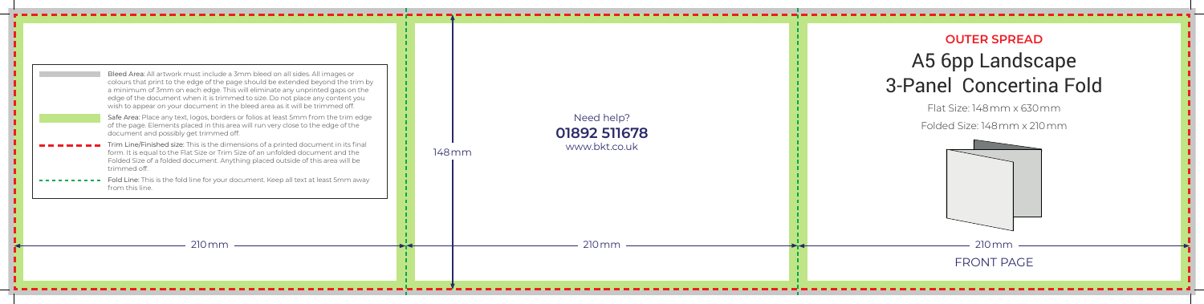Bleed Area: All artwork must include a 3mm bleed on all sides. All images or colours that print to the edge of the page should be extended beyond the trim by a minimum of 3mm on each edge. This will eliminate any unprinted gaps on the edge of the document when it is trimmed to size. Do not place any content you wish to appear on your document in the bleed area as it will be trimmed off.

Safe Area: Place any text, logos, borders or folios at least 5mm from the trim edge of the page. Elements placed in this area will run very close to the edge of the document and possibly get trimmed off.

Trim Line/Finished size: This is the dimensions of a printed document in its final form. It is equal to the Flat Size or Trim Size of an unfolded document and the Folded Size of a folded document. Anything placed outside of this area will be trimmed off.

Fold Line: This is the fold line for your document. Keep all text at least 5mm away from this line.

210mm

Need help?

**01892 511678**

www.bkt.co.uk

148mm

210mm

**OUTER SPREAD**

# A5 6pp Landscape 3-Panel Concertina Fold

Flat Size: 148mm x 630mm

Folded Size: 148mm x 210mm

210mm

FRONT PAGE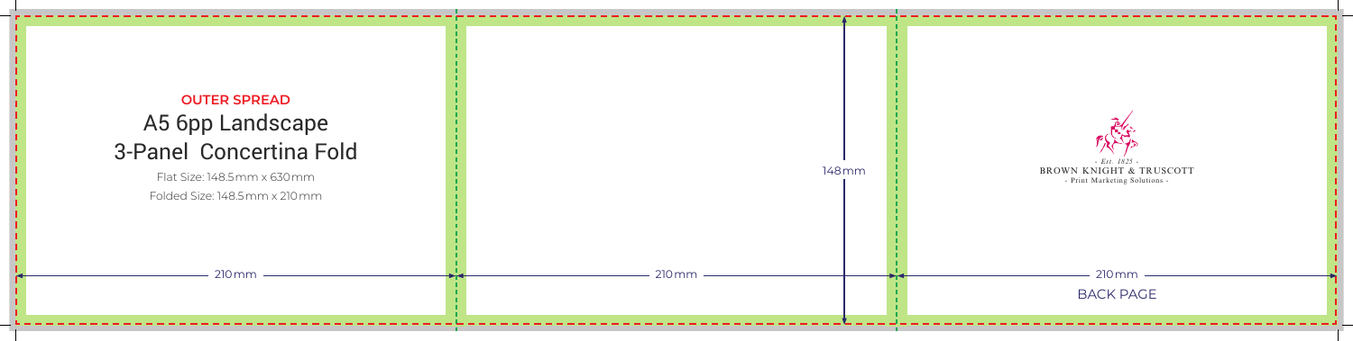**OUTER SPREAD**

# A5 6pp Landscape 3-Panel Concertina Fold

Flat Size: 148.5 mm x 630 mm

Folded Size: 148.5 mm x 210 mm

210 mm

210 mm

148 mm

- Est. 1825 -

BROWN KNIGHT & TRUSCOTT

- Print Marketing Solutions -

210 mm

BACK PAGE